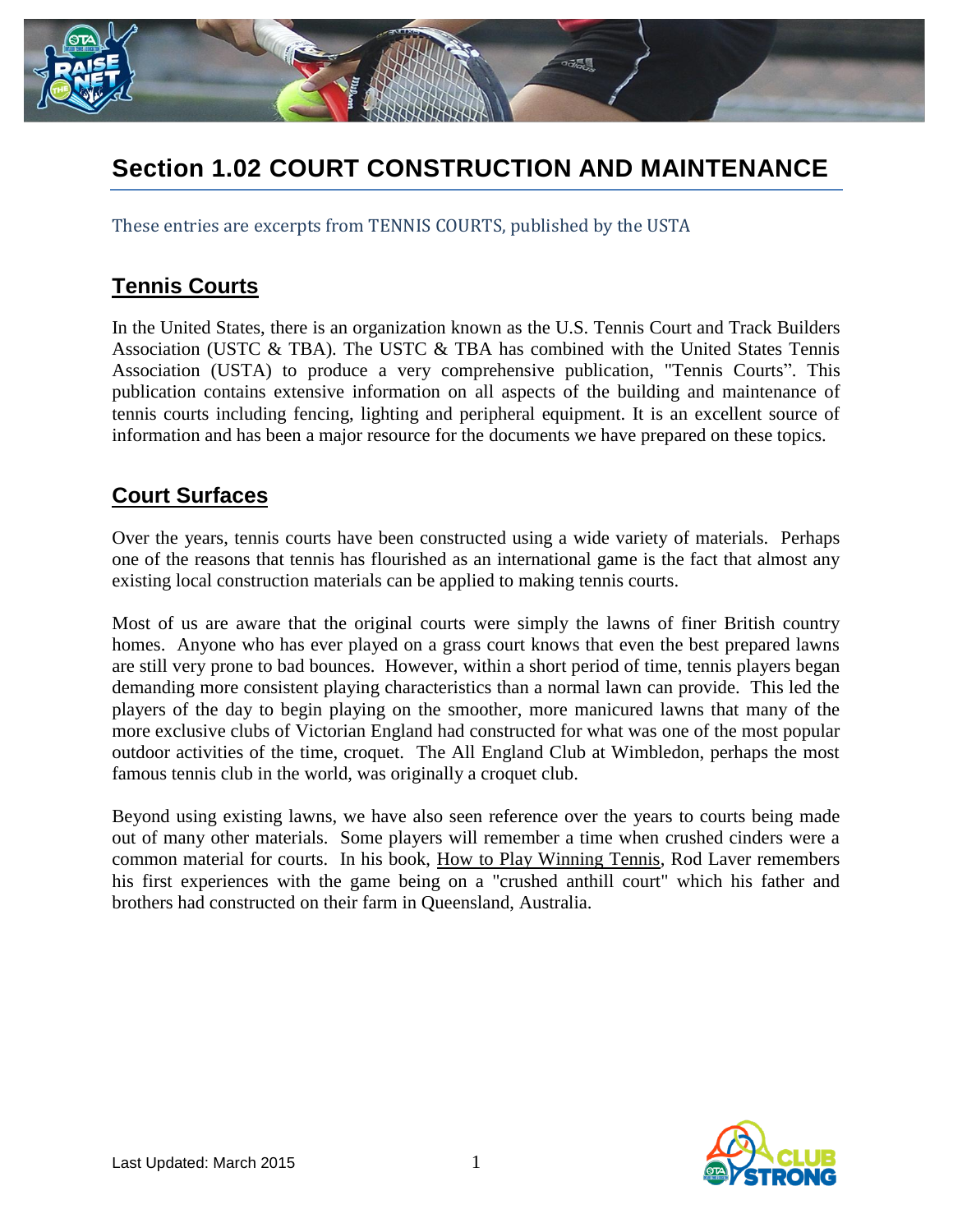# Section 1.02 COURT CONSTRUCTION AND MAINTENANCE

These entries are excerpts from TENNIS COURTS, published by the USTA

## Tennis Courts

In the United States, there is an organization known as the U.S. Tennis Court and Track Builders Association (USTC & TBA). The USTC & TBA has combined with the United States Tennis Association (USTA) to produce a very comprehensive publication, "Tennis Courts". This publication contains extensive information on all aspects of the building and maintenance of tennis courts including fencing, lighting and peripheral equipment. It is an excellent source of information and has been a major resource for the documents we have prepared on these topics.

## Court Surfaces

Over the years, tennis courts have been constructed using a wide variety of materials. Perhaps one of the reasons that tennis has flourished as an international game is the fact that almost any existing local construction materials can be applied to making tennis courts.

Most of us are aware that the original courts were simply the lawns of finer British country homes. Anyone who has ever played on a grass court knows that even the best prepared lawns are still very prone to bad bounces. However, within a short period of time, tennis players began demanding more consistent playing characteristics than a normal lawn can provide. This led the players of the day to begin playing on the smoother, more manicured lawns that many of the more exclusive clubs of Victorian England had constructed for what was one of the most popular outdoor activities of the time, croquet. The All England Club at Wimbledon, perhaps the most famous tennis club in the world, was originally a croquet club.

Beyond using existing lawns, we have also seen reference over the years to courts being made out of many other materials. Some players will remember a time when crushed cinders were a common material for courts. In his book, How to Play Winning Tennis, Rod Laver remembers his first experiences with the game being on a "crushed anthill court" which his father and brothers had constructed on their farm in Queensland, Australia.

Last Updated: March 2015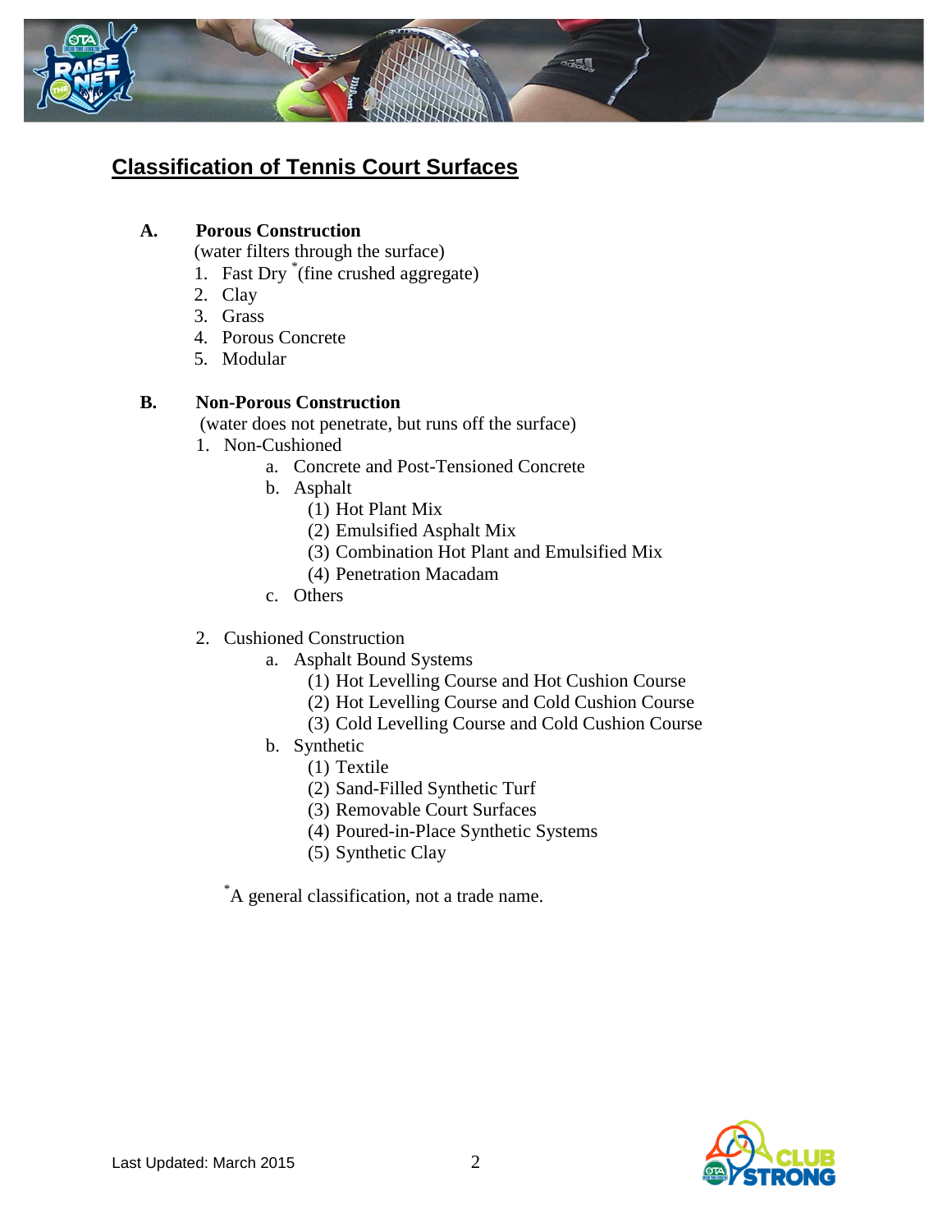## Classification of Tennis Court Surfaces

**A. Porous Construction**

(water filters through the surface)

1. Fast Dry [*](fine crushed aggregate)
2. Clay
3. Grass
4. Porous Concrete
5. Modular

**B. Non-Porous Construction**

(water does not penetrate, but runs off the surface)

1. Non-Cushioned
   a. Concrete and Post-Tensioned Concrete
   b. Asphalt
      (1) Hot Plant Mix
      (2) Emulsified Asphalt Mix
      (3) Combination Hot Plant and Emulsified Mix
      (4) Penetration Macadam
   c. Others

2. Cushioned Construction
   a. Asphalt Bound Systems
      (1) Hot Levelling Course and Hot Cushion Course
      (2) Hot Levelling Course and Cold Cushion Course
      (3) Cold Levelling Course and Cold Cushion Course
   b. Synthetic
      (1) Textile
      (2) Sand-Filled Synthetic Turf
      (3) Removable Court Surfaces
      (4) Poured-in-Place Synthetic Systems
      (5) Synthetic Clay

[*]A general classification, not a trade name.

Last Updated: March 2015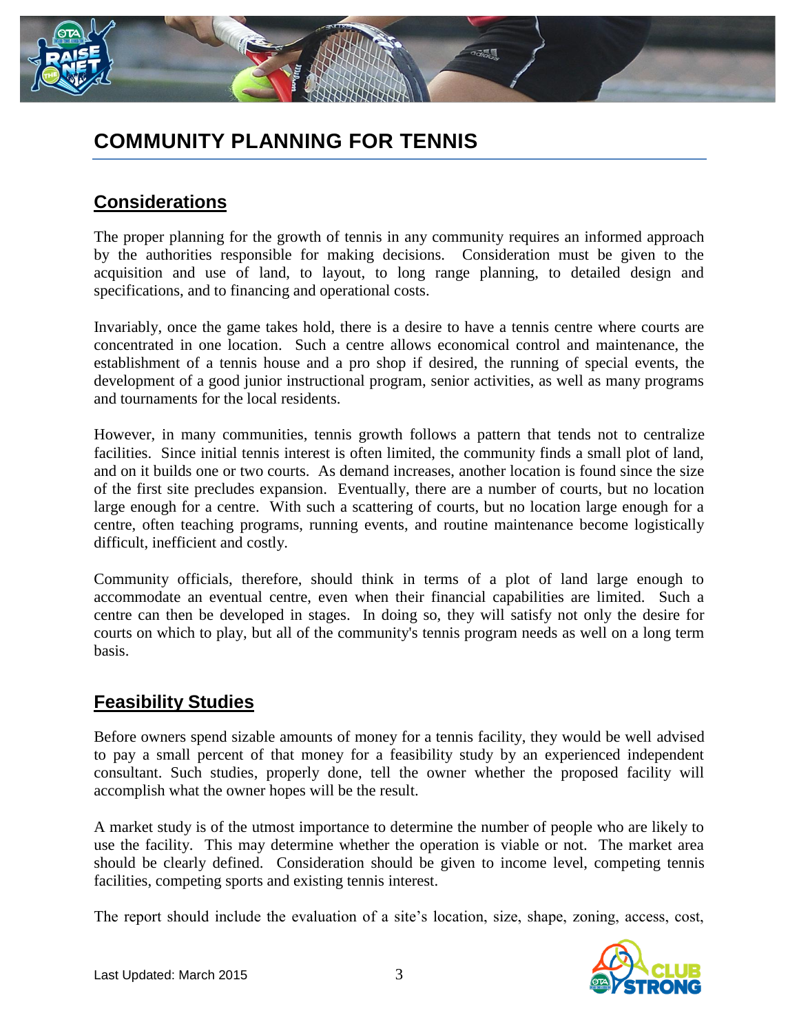# COMMUNITY PLANNING FOR TENNIS

## Considerations

The proper planning for the growth of tennis in any community requires an informed approach by the authorities responsible for making decisions. Consideration must be given to the acquisition and use of land, to layout, to long range planning, to detailed design and specifications, and to financing and operational costs.

Invariably, once the game takes hold, there is a desire to have a tennis centre where courts are concentrated in one location. Such a centre allows economical control and maintenance, the establishment of a tennis house and a pro shop if desired, the running of special events, the development of a good junior instructional program, senior activities, as well as many programs and tournaments for the local residents.

However, in many communities, tennis growth follows a pattern that tends not to centralize facilities. Since initial tennis interest is often limited, the community finds a small plot of land, and on it builds one or two courts. As demand increases, another location is found since the size of the first site precludes expansion. Eventually, there are a number of courts, but no location large enough for a centre. With such a scattering of courts, but no location large enough for a centre, often teaching programs, running events, and routine maintenance become logistically difficult, inefficient and costly.

Community officials, therefore, should think in terms of a plot of land large enough to accommodate an eventual centre, even when their financial capabilities are limited. Such a centre can then be developed in stages. In doing so, they will satisfy not only the desire for courts on which to play, but all of the community's tennis program needs as well on a long term basis.

## Feasibility Studies

Before owners spend sizable amounts of money for a tennis facility, they would be well advised to pay a small percent of that money for a feasibility study by an experienced independent consultant. Such studies, properly done, tell the owner whether the proposed facility will accomplish what the owner hopes will be the result.

A market study is of the utmost importance to determine the number of people who are likely to use the facility. This may determine whether the operation is viable or not. The market area should be clearly defined. Consideration should be given to income level, competing tennis facilities, competing sports and existing tennis interest.

The report should include the evaluation of a site's location, size, shape, zoning, access, cost,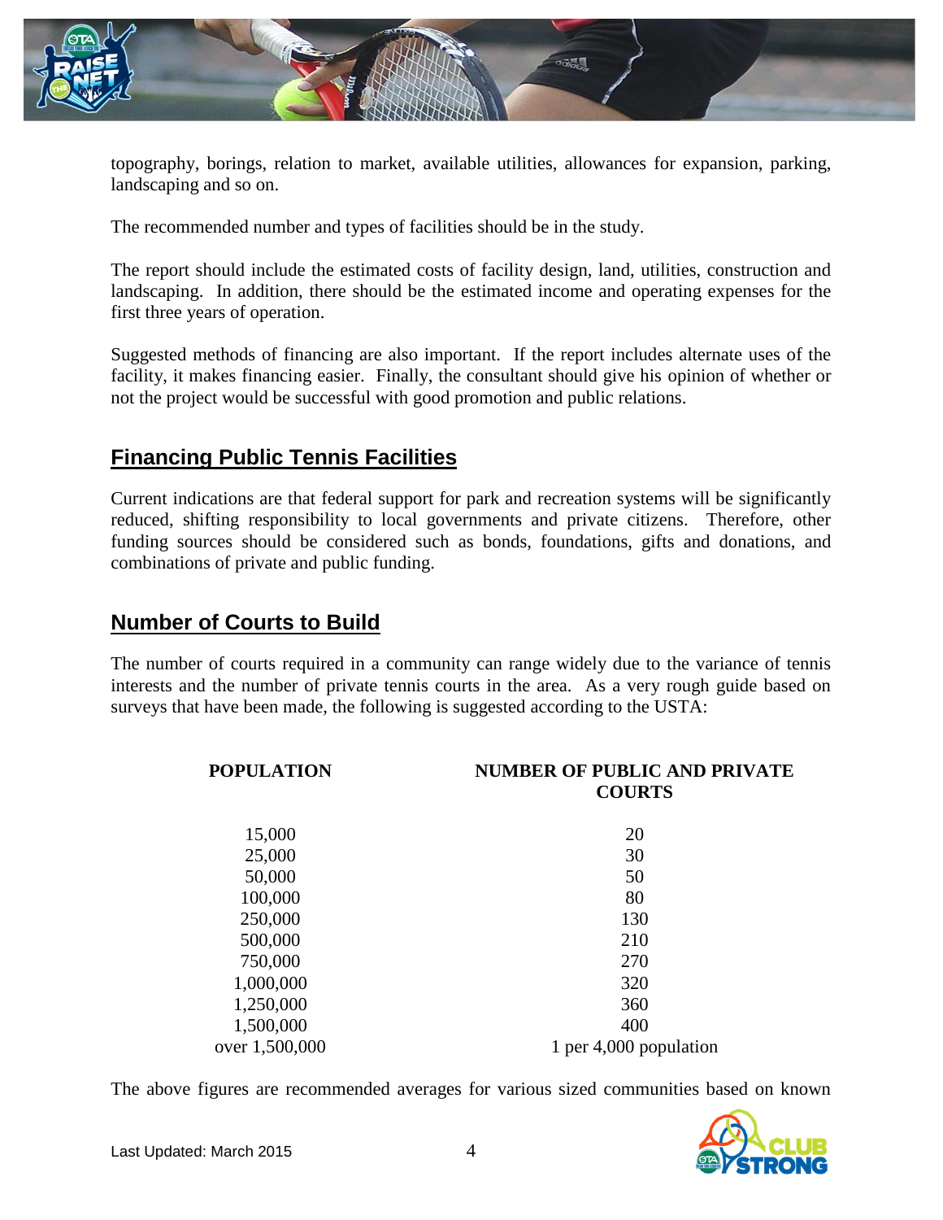topography, borings, relation to market, available utilities, allowances for expansion, parking, landscaping and so on.

The recommended number and types of facilities should be in the study.

The report should include the estimated costs of facility design, land, utilities, construction and landscaping. In addition, there should be the estimated income and operating expenses for the first three years of operation.

Suggested methods of financing are also important. If the report includes alternate uses of the facility, it makes financing easier. Finally, the consultant should give his opinion of whether or not the project would be successful with good promotion and public relations.

## Financing Public Tennis Facilities

Current indications are that federal support for park and recreation systems will be significantly reduced, shifting responsibility to local governments and private citizens. Therefore, other funding sources should be considered such as bonds, foundations, gifts and donations, and combinations of private and public funding.

## Number of Courts to Build

The number of courts required in a community can range widely due to the variance of tennis interests and the number of private tennis courts in the area. As a very rough guide based on surveys that have been made, the following is suggested according to the USTA:

| POPULATION | NUMBER OF PUBLIC AND PRIVATE COURTS |
|---|---|
| 15,000 | 20 |
| 25,000 | 30 |
| 50,000 | 50 |
| 100,000 | 80 |
| 250,000 | 130 |
| 500,000 | 210 |
| 750,000 | 270 |
| 1,000,000 | 320 |
| 1,250,000 | 360 |
| 1,500,000 | 400 |
| over 1,500,000 | 1 per 4,000 population |

The above figures are recommended averages for various sized communities based on known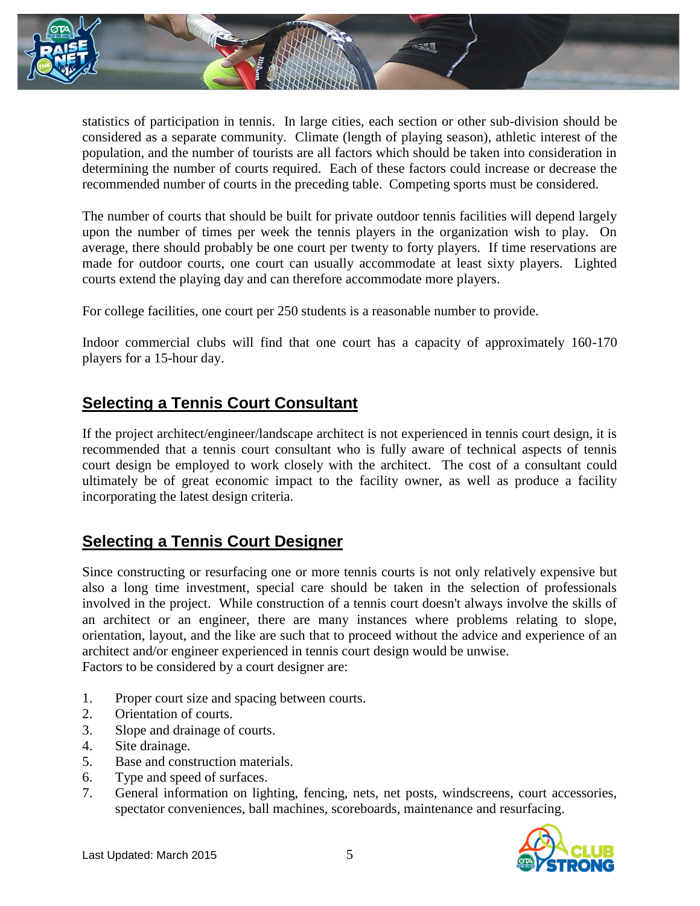statistics of participation in tennis. In large cities, each section or other sub-division should be considered as a separate community. Climate (length of playing season), athletic interest of the population, and the number of tourists are all factors which should be taken into consideration in determining the number of courts required. Each of these factors could increase or decrease the recommended number of courts in the preceding table. Competing sports must be considered.

The number of courts that should be built for private outdoor tennis facilities will depend largely upon the number of times per week the tennis players in the organization wish to play. On average, there should probably be one court per twenty to forty players. If time reservations are made for outdoor courts, one court can usually accommodate at least sixty players. Lighted courts extend the playing day and can therefore accommodate more players.

For college facilities, one court per 250 students is a reasonable number to provide.

Indoor commercial clubs will find that one court has a capacity of approximately 160-170 players for a 15-hour day.

## Selecting a Tennis Court Consultant

If the project architect/engineer/landscape architect is not experienced in tennis court design, it is recommended that a tennis court consultant who is fully aware of technical aspects of tennis court design be employed to work closely with the architect. The cost of a consultant could ultimately be of great economic impact to the facility owner, as well as produce a facility incorporating the latest design criteria.

## Selecting a Tennis Court Designer

Since constructing or resurfacing one or more tennis courts is not only relatively expensive but also a long time investment, special care should be taken in the selection of professionals involved in the project. While construction of a tennis court doesn't always involve the skills of an architect or an engineer, there are many instances where problems relating to slope, orientation, layout, and the like are such that to proceed without the advice and experience of an architect and/or engineer experienced in tennis court design would be unwise.
Factors to be considered by a court designer are:

1. Proper court size and spacing between courts.
2. Orientation of courts.
3. Slope and drainage of courts.
4. Site drainage.
5. Base and construction materials.
6. Type and speed of surfaces.
7. General information on lighting, fencing, nets, net posts, windscreens, court accessories, spectator conveniences, ball machines, scoreboards, maintenance and resurfacing.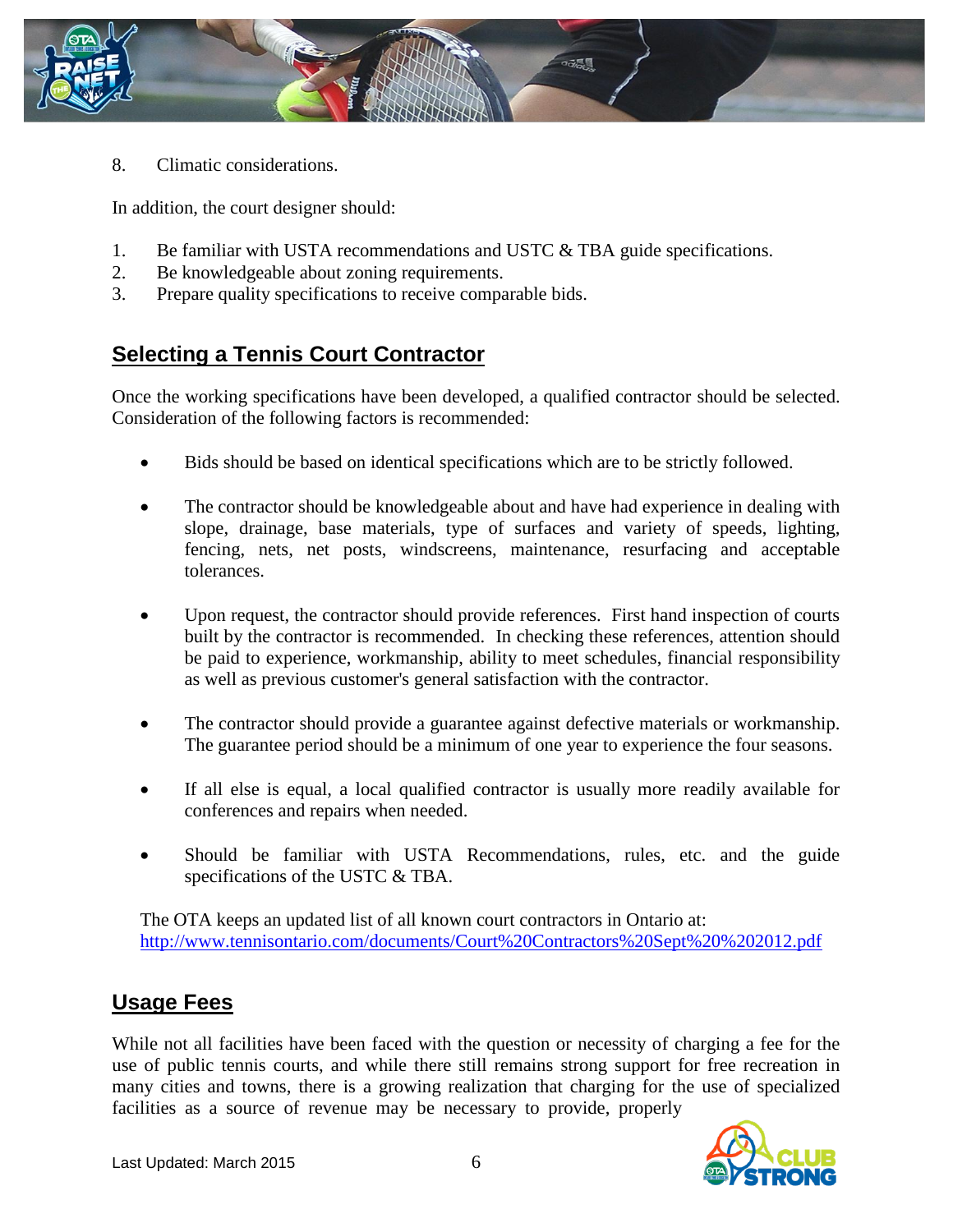8. Climatic considerations.

In addition, the court designer should:

1. Be familiar with USTA recommendations and USTC & TBA guide specifications.
2. Be knowledgeable about zoning requirements.
3. Prepare quality specifications to receive comparable bids.

## Selecting a Tennis Court Contractor

Once the working specifications have been developed, a qualified contractor should be selected. Consideration of the following factors is recommended:

- Bids should be based on identical specifications which are to be strictly followed.

- The contractor should be knowledgeable about and have had experience in dealing with slope, drainage, base materials, type of surfaces and variety of speeds, lighting, fencing, nets, net posts, windscreens, maintenance, resurfacing and acceptable tolerances.

- Upon request, the contractor should provide references. First hand inspection of courts built by the contractor is recommended. In checking these references, attention should be paid to experience, workmanship, ability to meet schedules, financial responsibility as well as previous customer's general satisfaction with the contractor.

- The contractor should provide a guarantee against defective materials or workmanship. The guarantee period should be a minimum of one year to experience the four seasons.

- If all else is equal, a local qualified contractor is usually more readily available for conferences and repairs when needed.

- Should be familiar with USTA Recommendations, rules, etc. and the guide specifications of the USTC & TBA.

The OTA keeps an updated list of all known court contractors in Ontario at: http://www.tennisontario.com/documents/Court%20Contractors%20Sept%20%202012.pdf

## Usage Fees

While not all facilities have been faced with the question or necessity of charging a fee for the use of public tennis courts, and while there still remains strong support for free recreation in many cities and towns, there is a growing realization that charging for the use of specialized facilities as a source of revenue may be necessary to provide, properly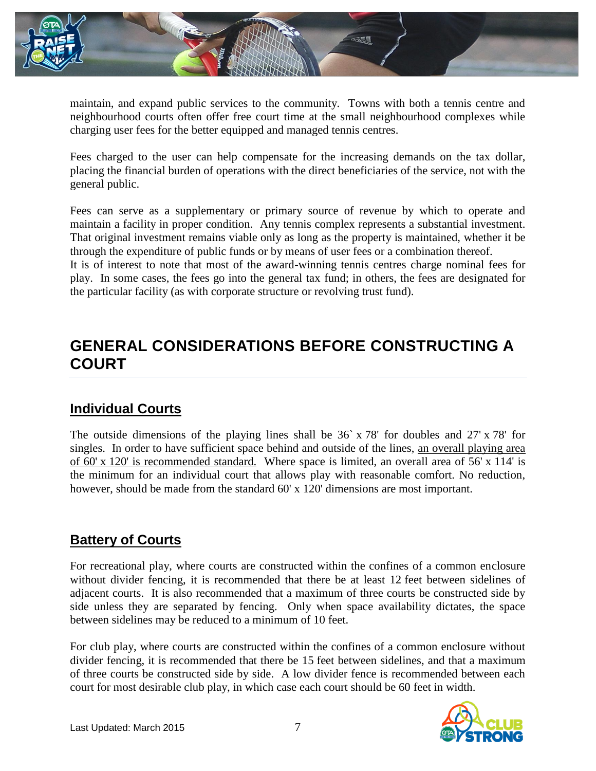maintain, and expand public services to the community. Towns with both a tennis centre and neighbourhood courts often offer free court time at the small neighbourhood complexes while charging user fees for the better equipped and managed tennis centres.

Fees charged to the user can help compensate for the increasing demands on the tax dollar, placing the financial burden of operations with the direct beneficiaries of the service, not with the general public.

Fees can serve as a supplementary or primary source of revenue by which to operate and maintain a facility in proper condition. Any tennis complex represents a substantial investment. That original investment remains viable only as long as the property is maintained, whether it be through the expenditure of public funds or by means of user fees or a combination thereof.
It is of interest to note that most of the award-winning tennis centres charge nominal fees for play. In some cases, the fees go into the general tax fund; in others, the fees are designated for the particular facility (as with corporate structure or revolving trust fund).

# GENERAL CONSIDERATIONS BEFORE CONSTRUCTING A COURT

## Individual Courts

The outside dimensions of the playing lines shall be 36` x 78' for doubles and 27' x 78' for singles. In order to have sufficient space behind and outside of the lines, <u>an overall playing area of 60' x 120' is recommended standard.</u> Where space is limited, an overall area of 56' x 114' is the minimum for an individual court that allows play with reasonable comfort. No reduction, however, should be made from the standard 60' x 120' dimensions are most important.

## Battery of Courts

For recreational play, where courts are constructed within the confines of a common enclosure without divider fencing, it is recommended that there be at least 12 feet between sidelines of adjacent courts. It is also recommended that a maximum of three courts be constructed side by side unless they are separated by fencing. Only when space availability dictates, the space between sidelines may be reduced to a minimum of 10 feet.

For club play, where courts are constructed within the confines of a common enclosure without divider fencing, it is recommended that there be 15 feet between sidelines, and that a maximum of three courts be constructed side by side. A low divider fence is recommended between each court for most desirable club play, in which case each court should be 60 feet in width.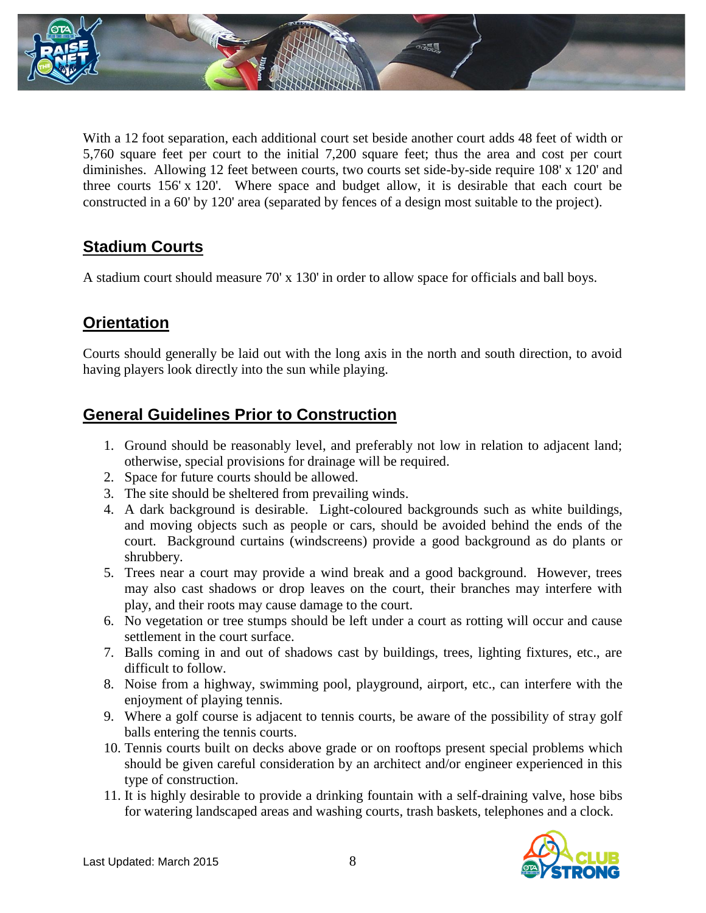With a 12 foot separation, each additional court set beside another court adds 48 feet of width or 5,760 square feet per court to the initial 7,200 square feet; thus the area and cost per court diminishes. Allowing 12 feet between courts, two courts set side-by-side require 108' x 120' and three courts 156' x 120'. Where space and budget allow, it is desirable that each court be constructed in a 60' by 120' area (separated by fences of a design most suitable to the project).

## Stadium Courts

A stadium court should measure 70' x 130' in order to allow space for officials and ball boys.

## Orientation

Courts should generally be laid out with the long axis in the north and south direction, to avoid having players look directly into the sun while playing.

## General Guidelines Prior to Construction

1. Ground should be reasonably level, and preferably not low in relation to adjacent land; otherwise, special provisions for drainage will be required.
2. Space for future courts should be allowed.
3. The site should be sheltered from prevailing winds.
4. A dark background is desirable. Light-coloured backgrounds such as white buildings, and moving objects such as people or cars, should be avoided behind the ends of the court. Background curtains (windscreens) provide a good background as do plants or shrubbery.
5. Trees near a court may provide a wind break and a good background. However, trees may also cast shadows or drop leaves on the court, their branches may interfere with play, and their roots may cause damage to the court.
6. No vegetation or tree stumps should be left under a court as rotting will occur and cause settlement in the court surface.
7. Balls coming in and out of shadows cast by buildings, trees, lighting fixtures, etc., are difficult to follow.
8. Noise from a highway, swimming pool, playground, airport, etc., can interfere with the enjoyment of playing tennis.
9. Where a golf course is adjacent to tennis courts, be aware of the possibility of stray golf balls entering the tennis courts.
10. Tennis courts built on decks above grade or on rooftops present special problems which should be given careful consideration by an architect and/or engineer experienced in this type of construction.
11. It is highly desirable to provide a drinking fountain with a self-draining valve, hose bibs for watering landscaped areas and washing courts, trash baskets, telephones and a clock.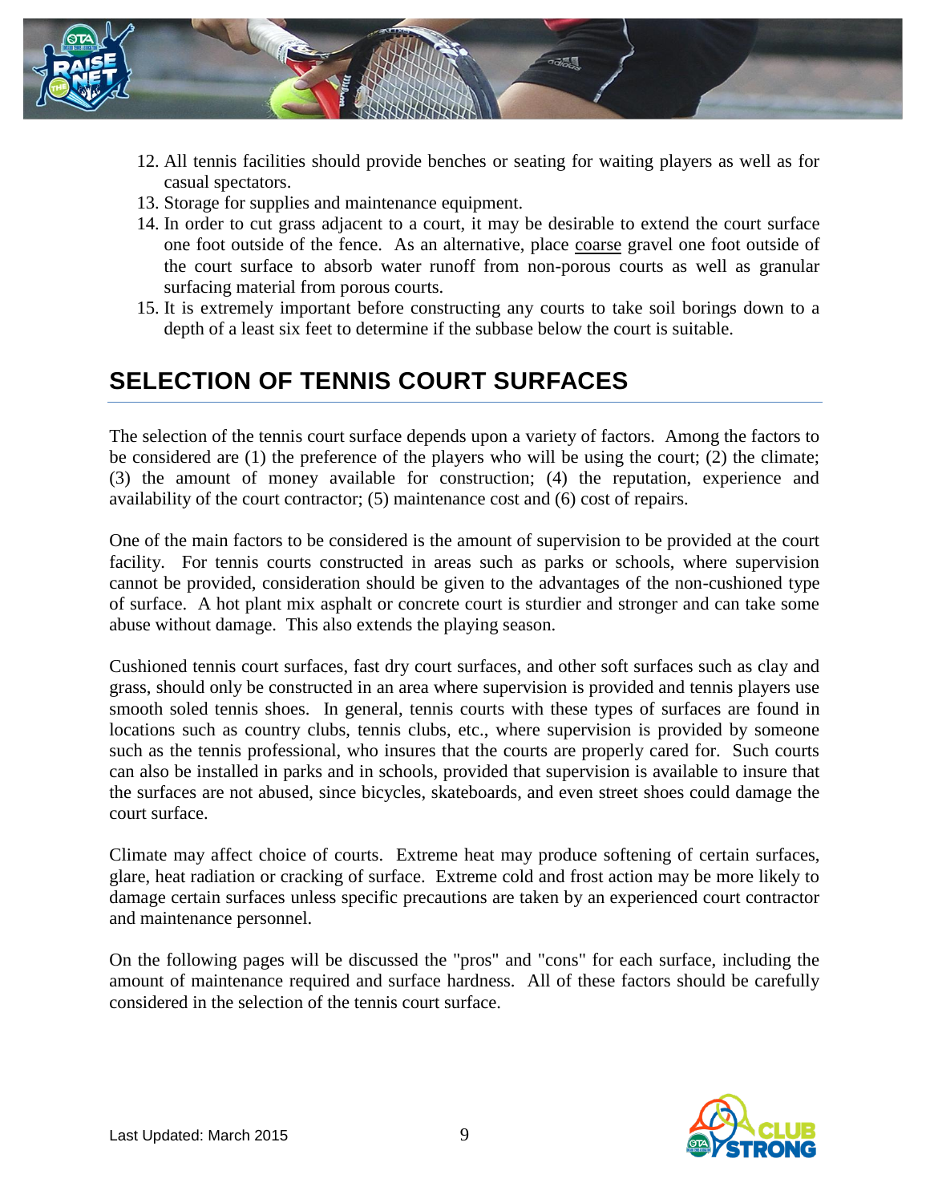12. All tennis facilities should provide benches or seating for waiting players as well as for casual spectators.
13. Storage for supplies and maintenance equipment.
14. In order to cut grass adjacent to a court, it may be desirable to extend the court surface one foot outside of the fence. As an alternative, place coarse gravel one foot outside of the court surface to absorb water runoff from non-porous courts as well as granular surfacing material from porous courts.
15. It is extremely important before constructing any courts to take soil borings down to a depth of a least six feet to determine if the subbase below the court is suitable.

## SELECTION OF TENNIS COURT SURFACES

The selection of the tennis court surface depends upon a variety of factors. Among the factors to be considered are (1) the preference of the players who will be using the court; (2) the climate; (3) the amount of money available for construction; (4) the reputation, experience and availability of the court contractor; (5) maintenance cost and (6) cost of repairs.

One of the main factors to be considered is the amount of supervision to be provided at the court facility. For tennis courts constructed in areas such as parks or schools, where supervision cannot be provided, consideration should be given to the advantages of the non-cushioned type of surface. A hot plant mix asphalt or concrete court is sturdier and stronger and can take some abuse without damage. This also extends the playing season.

Cushioned tennis court surfaces, fast dry court surfaces, and other soft surfaces such as clay and grass, should only be constructed in an area where supervision is provided and tennis players use smooth soled tennis shoes. In general, tennis courts with these types of surfaces are found in locations such as country clubs, tennis clubs, etc., where supervision is provided by someone such as the tennis professional, who insures that the courts are properly cared for. Such courts can also be installed in parks and in schools, provided that supervision is available to insure that the surfaces are not abused, since bicycles, skateboards, and even street shoes could damage the court surface.

Climate may affect choice of courts. Extreme heat may produce softening of certain surfaces, glare, heat radiation or cracking of surface. Extreme cold and frost action may be more likely to damage certain surfaces unless specific precautions are taken by an experienced court contractor and maintenance personnel.

On the following pages will be discussed the "pros" and "cons" for each surface, including the amount of maintenance required and surface hardness. All of these factors should be carefully considered in the selection of the tennis court surface.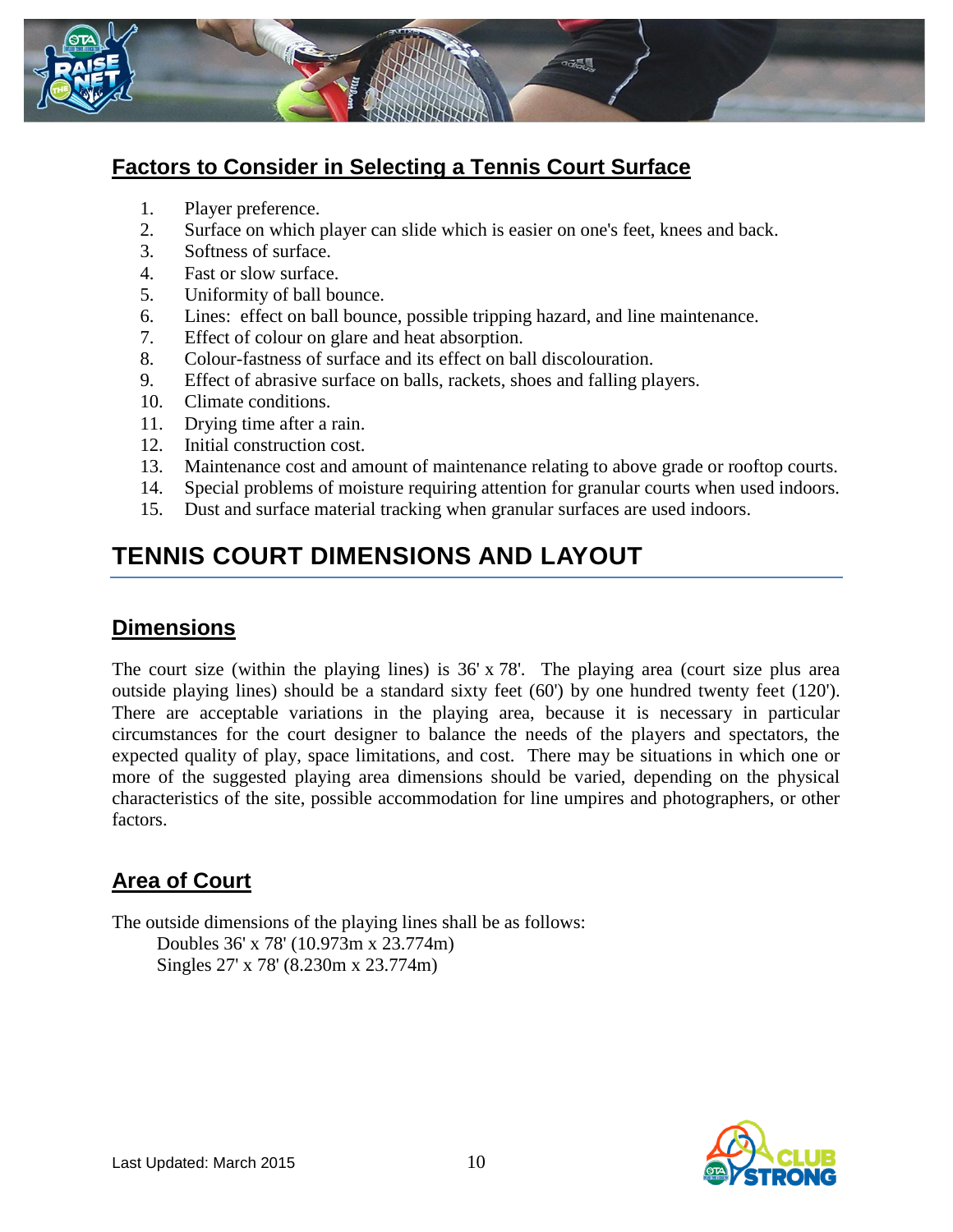## Factors to Consider in Selecting a Tennis Court Surface

1. Player preference.
2. Surface on which player can slide which is easier on one's feet, knees and back.
3. Softness of surface.
4. Fast or slow surface.
5. Uniformity of ball bounce.
6. Lines: effect on ball bounce, possible tripping hazard, and line maintenance.
7. Effect of colour on glare and heat absorption.
8. Colour-fastness of surface and its effect on ball discolouration.
9. Effect of abrasive surface on balls, rackets, shoes and falling players.
10. Climate conditions.
11. Drying time after a rain.
12. Initial construction cost.
13. Maintenance cost and amount of maintenance relating to above grade or rooftop courts.
14. Special problems of moisture requiring attention for granular courts when used indoors.
15. Dust and surface material tracking when granular surfaces are used indoors.

# TENNIS COURT DIMENSIONS AND LAYOUT

## Dimensions

The court size (within the playing lines) is 36' x 78'. The playing area (court size plus area outside playing lines) should be a standard sixty feet (60') by one hundred twenty feet (120'). There are acceptable variations in the playing area, because it is necessary in particular circumstances for the court designer to balance the needs of the players and spectators, the expected quality of play, space limitations, and cost. There may be situations in which one or more of the suggested playing area dimensions should be varied, depending on the physical characteristics of the site, possible accommodation for line umpires and photographers, or other factors.

## Area of Court

The outside dimensions of the playing lines shall be as follows:

Doubles 36' x 78' (10.973m x 23.774m)
Singles 27' x 78' (8.230m x 23.774m)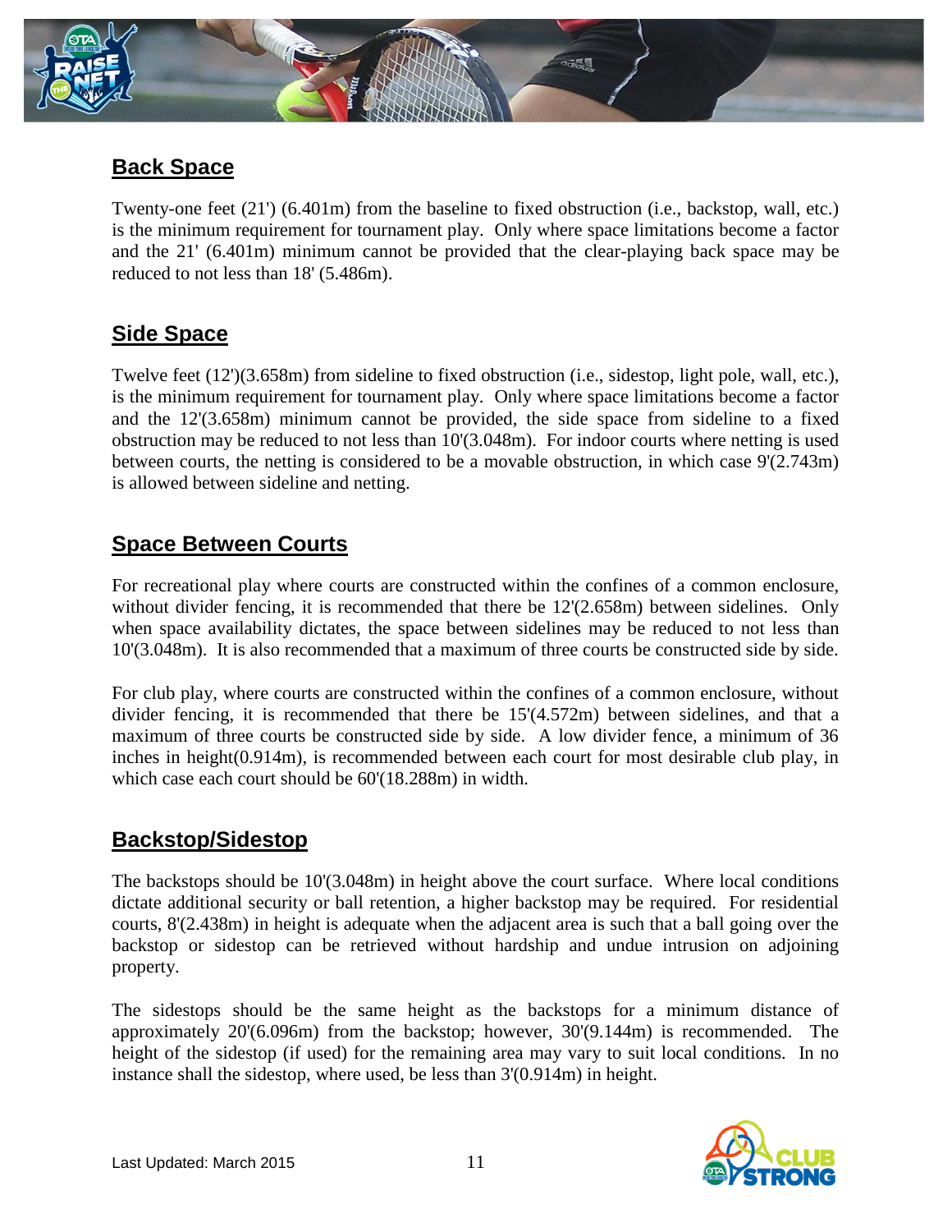## Back Space

Twenty-one feet (21') (6.401m) from the baseline to fixed obstruction (i.e., backstop, wall, etc.) is the minimum requirement for tournament play. Only where space limitations become a factor and the 21' (6.401m) minimum cannot be provided that the clear-playing back space may be reduced to not less than 18' (5.486m).

## Side Space

Twelve feet (12')(3.658m) from sideline to fixed obstruction (i.e., sidestop, light pole, wall, etc.), is the minimum requirement for tournament play. Only where space limitations become a factor and the 12'(3.658m) minimum cannot be provided, the side space from sideline to a fixed obstruction may be reduced to not less than 10'(3.048m). For indoor courts where netting is used between courts, the netting is considered to be a movable obstruction, in which case 9'(2.743m) is allowed between sideline and netting.

## Space Between Courts

For recreational play where courts are constructed within the confines of a common enclosure, without divider fencing, it is recommended that there be 12'(2.658m) between sidelines. Only when space availability dictates, the space between sidelines may be reduced to not less than 10'(3.048m). It is also recommended that a maximum of three courts be constructed side by side.

For club play, where courts are constructed within the confines of a common enclosure, without divider fencing, it is recommended that there be 15'(4.572m) between sidelines, and that a maximum of three courts be constructed side by side. A low divider fence, a minimum of 36 inches in height(0.914m), is recommended between each court for most desirable club play, in which case each court should be 60'(18.288m) in width.

## Backstop/Sidestop

The backstops should be 10'(3.048m) in height above the court surface. Where local conditions dictate additional security or ball retention, a higher backstop may be required. For residential courts, 8'(2.438m) in height is adequate when the adjacent area is such that a ball going over the backstop or sidestop can be retrieved without hardship and undue intrusion on adjoining property.

The sidestops should be the same height as the backstops for a minimum distance of approximately 20'(6.096m) from the backstop; however, 30'(9.144m) is recommended. The height of the sidestop (if used) for the remaining area may vary to suit local conditions. In no instance shall the sidestop, where used, be less than 3'(0.914m) in height.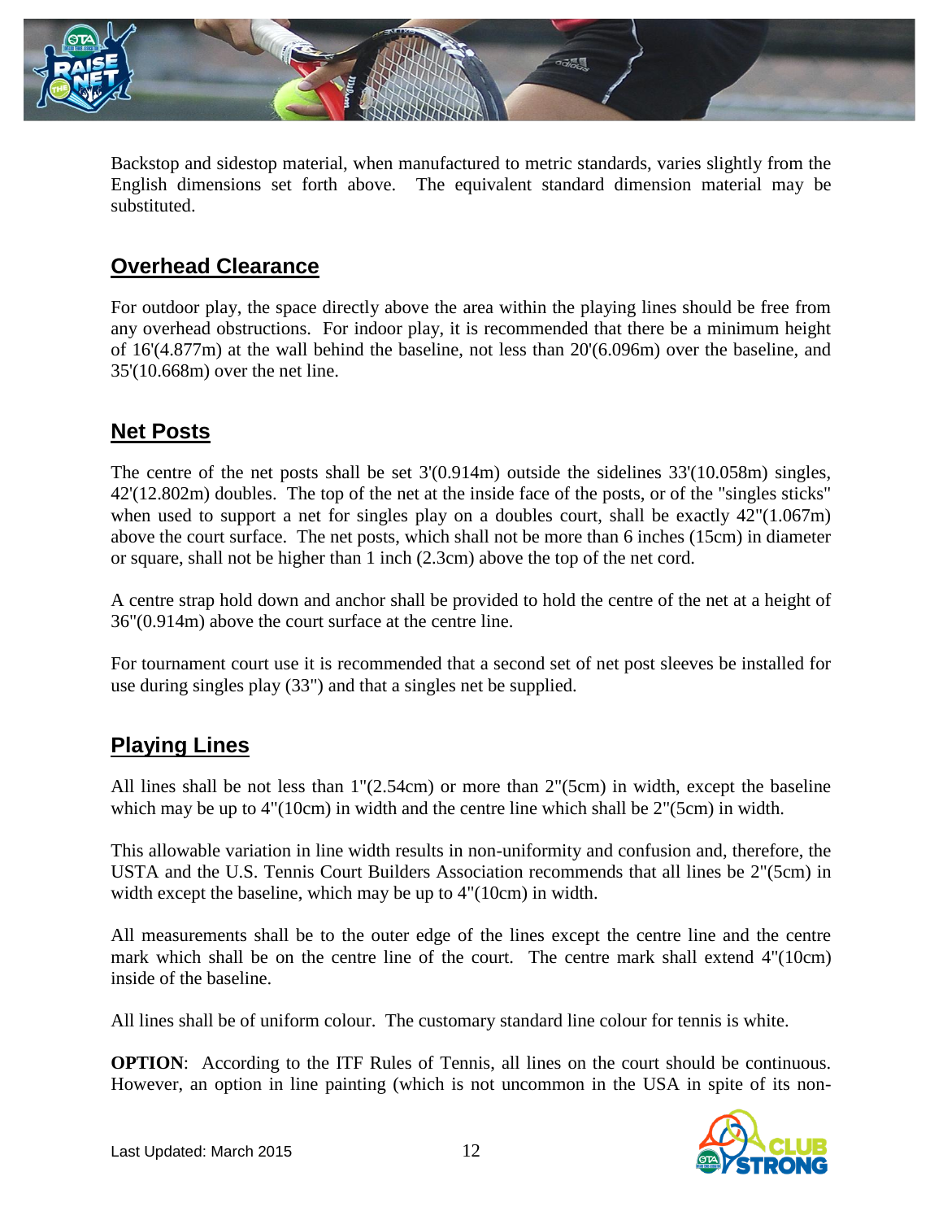Backstop and sidestop material, when manufactured to metric standards, varies slightly from the English dimensions set forth above. The equivalent standard dimension material may be substituted.

## Overhead Clearance

For outdoor play, the space directly above the area within the playing lines should be free from any overhead obstructions. For indoor play, it is recommended that there be a minimum height of 16'(4.877m) at the wall behind the baseline, not less than 20'(6.096m) over the baseline, and 35'(10.668m) over the net line.

## Net Posts

The centre of the net posts shall be set 3'(0.914m) outside the sidelines 33'(10.058m) singles, 42'(12.802m) doubles. The top of the net at the inside face of the posts, or of the "singles sticks" when used to support a net for singles play on a doubles court, shall be exactly 42"(1.067m) above the court surface. The net posts, which shall not be more than 6 inches (15cm) in diameter or square, shall not be higher than 1 inch (2.3cm) above the top of the net cord.

A centre strap hold down and anchor shall be provided to hold the centre of the net at a height of 36"(0.914m) above the court surface at the centre line.

For tournament court use it is recommended that a second set of net post sleeves be installed for use during singles play (33") and that a singles net be supplied.

## Playing Lines

All lines shall be not less than 1"(2.54cm) or more than 2"(5cm) in width, except the baseline which may be up to 4"(10cm) in width and the centre line which shall be 2"(5cm) in width.

This allowable variation in line width results in non-uniformity and confusion and, therefore, the USTA and the U.S. Tennis Court Builders Association recommends that all lines be 2"(5cm) in width except the baseline, which may be up to 4"(10cm) in width.

All measurements shall be to the outer edge of the lines except the centre line and the centre mark which shall be on the centre line of the court. The centre mark shall extend 4"(10cm) inside of the baseline.

All lines shall be of uniform colour. The customary standard line colour for tennis is white.

**OPTION**: According to the ITF Rules of Tennis, all lines on the court should be continuous. However, an option in line painting (which is not uncommon in the USA in spite of its non-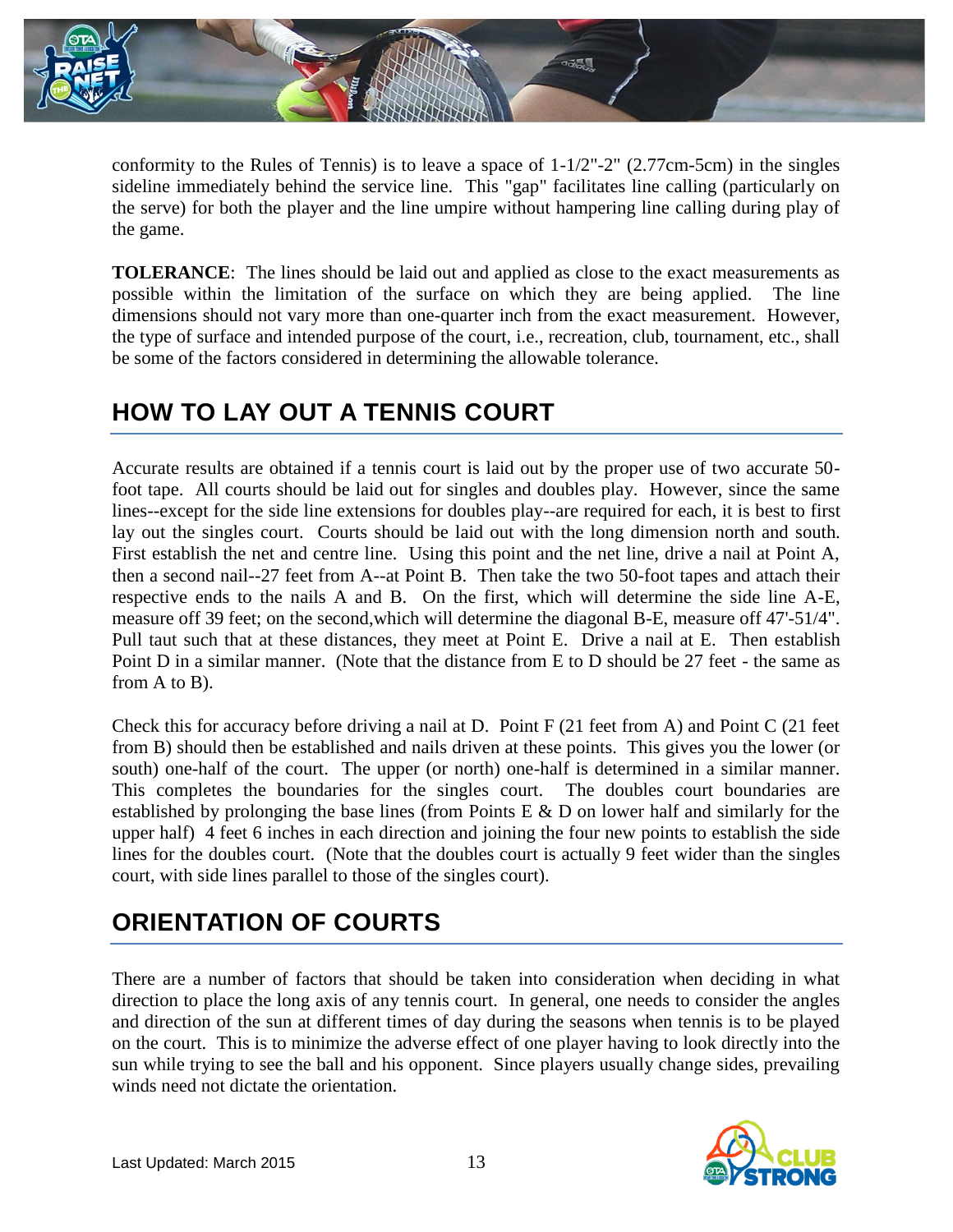conformity to the Rules of Tennis) is to leave a space of 1-1/2"-2" (2.77cm-5cm) in the singles sideline immediately behind the service line. This "gap" facilitates line calling (particularly on the serve) for both the player and the line umpire without hampering line calling during play of the game.

**TOLERANCE**: The lines should be laid out and applied as close to the exact measurements as possible within the limitation of the surface on which they are being applied. The line dimensions should not vary more than one-quarter inch from the exact measurement. However, the type of surface and intended purpose of the court, i.e., recreation, club, tournament, etc., shall be some of the factors considered in determining the allowable tolerance.

## HOW TO LAY OUT A TENNIS COURT

Accurate results are obtained if a tennis court is laid out by the proper use of two accurate 50-foot tape. All courts should be laid out for singles and doubles play. However, since the same lines--except for the side line extensions for doubles play--are required for each, it is best to first lay out the singles court. Courts should be laid out with the long dimension north and south. First establish the net and centre line. Using this point and the net line, drive a nail at Point A, then a second nail--27 feet from A--at Point B. Then take the two 50-foot tapes and attach their respective ends to the nails A and B. On the first, which will determine the side line A-E, measure off 39 feet; on the second,which will determine the diagonal B-E, measure off 47'-51/4". Pull taut such that at these distances, they meet at Point E. Drive a nail at E. Then establish Point D in a similar manner. (Note that the distance from E to D should be 27 feet - the same as from A to B).

Check this for accuracy before driving a nail at D. Point F (21 feet from A) and Point C (21 feet from B) should then be established and nails driven at these points. This gives you the lower (or south) one-half of the court. The upper (or north) one-half is determined in a similar manner. This completes the boundaries for the singles court. The doubles court boundaries are established by prolonging the base lines (from Points E & D on lower half and similarly for the upper half) 4 feet 6 inches in each direction and joining the four new points to establish the side lines for the doubles court. (Note that the doubles court is actually 9 feet wider than the singles court, with side lines parallel to those of the singles court).

## ORIENTATION OF COURTS

There are a number of factors that should be taken into consideration when deciding in what direction to place the long axis of any tennis court. In general, one needs to consider the angles and direction of the sun at different times of day during the seasons when tennis is to be played on the court. This is to minimize the adverse effect of one player having to look directly into the sun while trying to see the ball and his opponent. Since players usually change sides, prevailing winds need not dictate the orientation.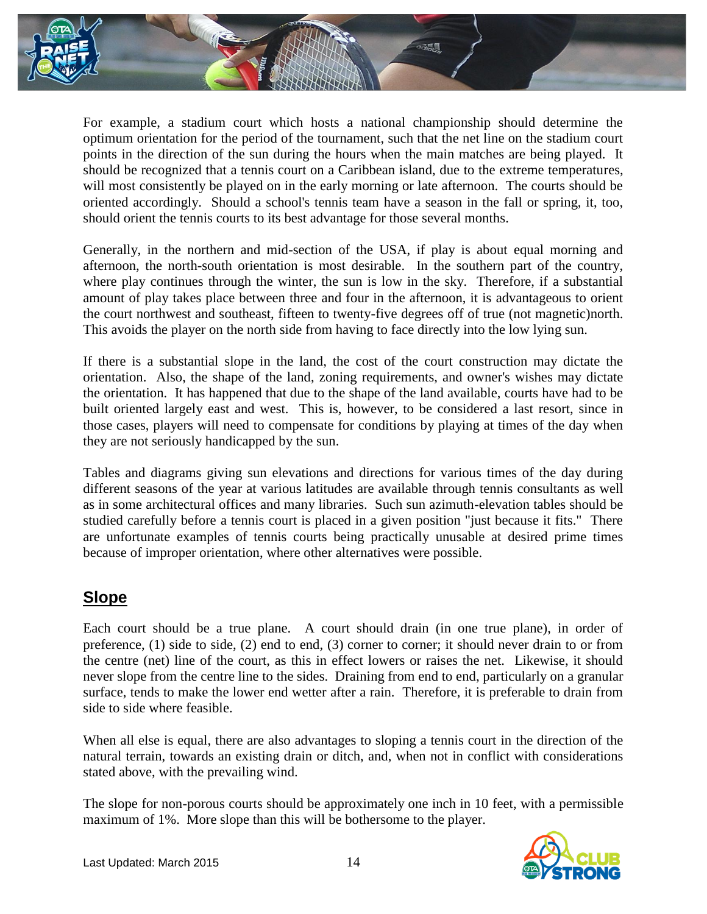For example, a stadium court which hosts a national championship should determine the optimum orientation for the period of the tournament, such that the net line on the stadium court points in the direction of the sun during the hours when the main matches are being played. It should be recognized that a tennis court on a Caribbean island, due to the extreme temperatures, will most consistently be played on in the early morning or late afternoon. The courts should be oriented accordingly. Should a school's tennis team have a season in the fall or spring, it, too, should orient the tennis courts to its best advantage for those several months.

Generally, in the northern and mid-section of the USA, if play is about equal morning and afternoon, the north-south orientation is most desirable. In the southern part of the country, where play continues through the winter, the sun is low in the sky. Therefore, if a substantial amount of play takes place between three and four in the afternoon, it is advantageous to orient the court northwest and southeast, fifteen to twenty-five degrees off of true (not magnetic)north. This avoids the player on the north side from having to face directly into the low lying sun.

If there is a substantial slope in the land, the cost of the court construction may dictate the orientation. Also, the shape of the land, zoning requirements, and owner's wishes may dictate the orientation. It has happened that due to the shape of the land available, courts have had to be built oriented largely east and west. This is, however, to be considered a last resort, since in those cases, players will need to compensate for conditions by playing at times of the day when they are not seriously handicapped by the sun.

Tables and diagrams giving sun elevations and directions for various times of the day during different seasons of the year at various latitudes are available through tennis consultants as well as in some architectural offices and many libraries. Such sun azimuth-elevation tables should be studied carefully before a tennis court is placed in a given position "just because it fits." There are unfortunate examples of tennis courts being practically unusable at desired prime times because of improper orientation, where other alternatives were possible.

## Slope

Each court should be a true plane. A court should drain (in one true plane), in order of preference, (1) side to side, (2) end to end, (3) corner to corner; it should never drain to or from the centre (net) line of the court, as this in effect lowers or raises the net. Likewise, it should never slope from the centre line to the sides. Draining from end to end, particularly on a granular surface, tends to make the lower end wetter after a rain. Therefore, it is preferable to drain from side to side where feasible.

When all else is equal, there are also advantages to sloping a tennis court in the direction of the natural terrain, towards an existing drain or ditch, and, when not in conflict with considerations stated above, with the prevailing wind.

The slope for non-porous courts should be approximately one inch in 10 feet, with a permissible maximum of 1%. More slope than this will be bothersome to the player.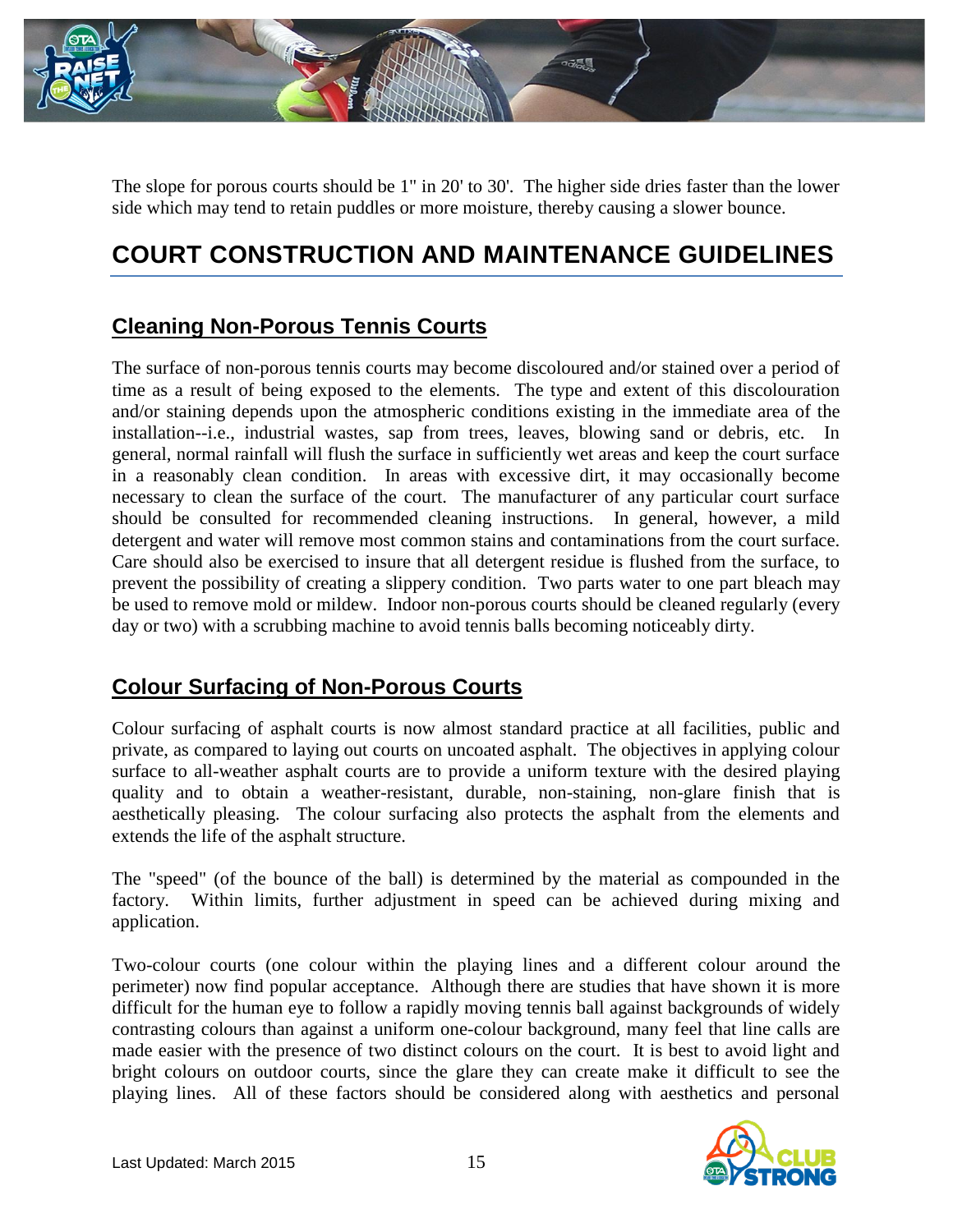The slope for porous courts should be 1" in 20' to 30'. The higher side dries faster than the lower side which may tend to retain puddles or more moisture, thereby causing a slower bounce.

# COURT CONSTRUCTION AND MAINTENANCE GUIDELINES

## Cleaning Non-Porous Tennis Courts

The surface of non-porous tennis courts may become discoloured and/or stained over a period of time as a result of being exposed to the elements. The type and extent of this discolouration and/or staining depends upon the atmospheric conditions existing in the immediate area of the installation--i.e., industrial wastes, sap from trees, leaves, blowing sand or debris, etc. In general, normal rainfall will flush the surface in sufficiently wet areas and keep the court surface in a reasonably clean condition. In areas with excessive dirt, it may occasionally become necessary to clean the surface of the court. The manufacturer of any particular court surface should be consulted for recommended cleaning instructions. In general, however, a mild detergent and water will remove most common stains and contaminations from the court surface. Care should also be exercised to insure that all detergent residue is flushed from the surface, to prevent the possibility of creating a slippery condition. Two parts water to one part bleach may be used to remove mold or mildew. Indoor non-porous courts should be cleaned regularly (every day or two) with a scrubbing machine to avoid tennis balls becoming noticeably dirty.

## Colour Surfacing of Non-Porous Courts

Colour surfacing of asphalt courts is now almost standard practice at all facilities, public and private, as compared to laying out courts on uncoated asphalt. The objectives in applying colour surface to all-weather asphalt courts are to provide a uniform texture with the desired playing quality and to obtain a weather-resistant, durable, non-staining, non-glare finish that is aesthetically pleasing. The colour surfacing also protects the asphalt from the elements and extends the life of the asphalt structure.

The "speed" (of the bounce of the ball) is determined by the material as compounded in the factory. Within limits, further adjustment in speed can be achieved during mixing and application.

Two-colour courts (one colour within the playing lines and a different colour around the perimeter) now find popular acceptance. Although there are studies that have shown it is more difficult for the human eye to follow a rapidly moving tennis ball against backgrounds of widely contrasting colours than against a uniform one-colour background, many feel that line calls are made easier with the presence of two distinct colours on the court. It is best to avoid light and bright colours on outdoor courts, since the glare they can create make it difficult to see the playing lines. All of these factors should be considered along with aesthetics and personal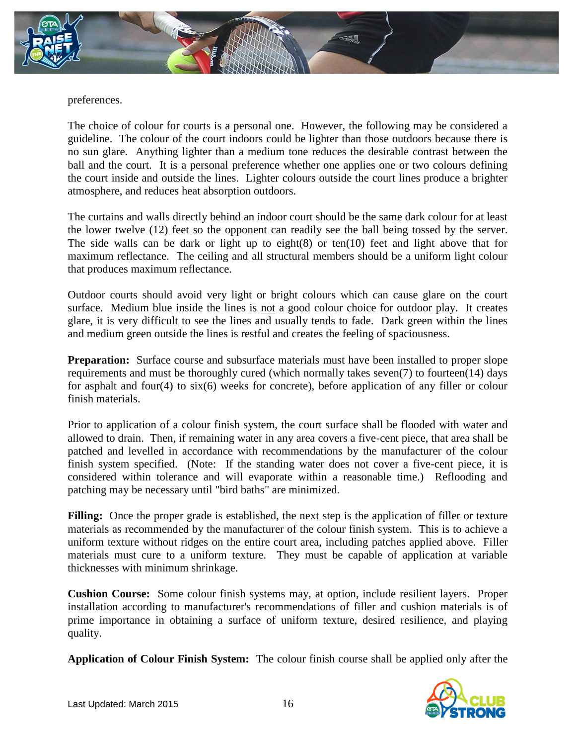preferences.

The choice of colour for courts is a personal one. However, the following may be considered a guideline. The colour of the court indoors could be lighter than those outdoors because there is no sun glare. Anything lighter than a medium tone reduces the desirable contrast between the ball and the court. It is a personal preference whether one applies one or two colours defining the court inside and outside the lines. Lighter colours outside the court lines produce a brighter atmosphere, and reduces heat absorption outdoors.

The curtains and walls directly behind an indoor court should be the same dark colour for at least the lower twelve (12) feet so the opponent can readily see the ball being tossed by the server. The side walls can be dark or light up to eight(8) or ten(10) feet and light above that for maximum reflectance. The ceiling and all structural members should be a uniform light colour that produces maximum reflectance.

Outdoor courts should avoid very light or bright colours which can cause glare on the court surface. Medium blue inside the lines is not a good colour choice for outdoor play. It creates glare, it is very difficult to see the lines and usually tends to fade. Dark green within the lines and medium green outside the lines is restful and creates the feeling of spaciousness.

**Preparation:** Surface course and subsurface materials must have been installed to proper slope requirements and must be thoroughly cured (which normally takes seven(7) to fourteen(14) days for asphalt and four(4) to six(6) weeks for concrete), before application of any filler or colour finish materials.

Prior to application of a colour finish system, the court surface shall be flooded with water and allowed to drain. Then, if remaining water in any area covers a five-cent piece, that area shall be patched and levelled in accordance with recommendations by the manufacturer of the colour finish system specified. (Note: If the standing water does not cover a five-cent piece, it is considered within tolerance and will evaporate within a reasonable time.) Reflooding and patching may be necessary until "bird baths" are minimized.

**Filling:** Once the proper grade is established, the next step is the application of filler or texture materials as recommended by the manufacturer of the colour finish system. This is to achieve a uniform texture without ridges on the entire court area, including patches applied above. Filler materials must cure to a uniform texture. They must be capable of application at variable thicknesses with minimum shrinkage.

**Cushion Course:** Some colour finish systems may, at option, include resilient layers. Proper installation according to manufacturer's recommendations of filler and cushion materials is of prime importance in obtaining a surface of uniform texture, desired resilience, and playing quality.

**Application of Colour Finish System:** The colour finish course shall be applied only after the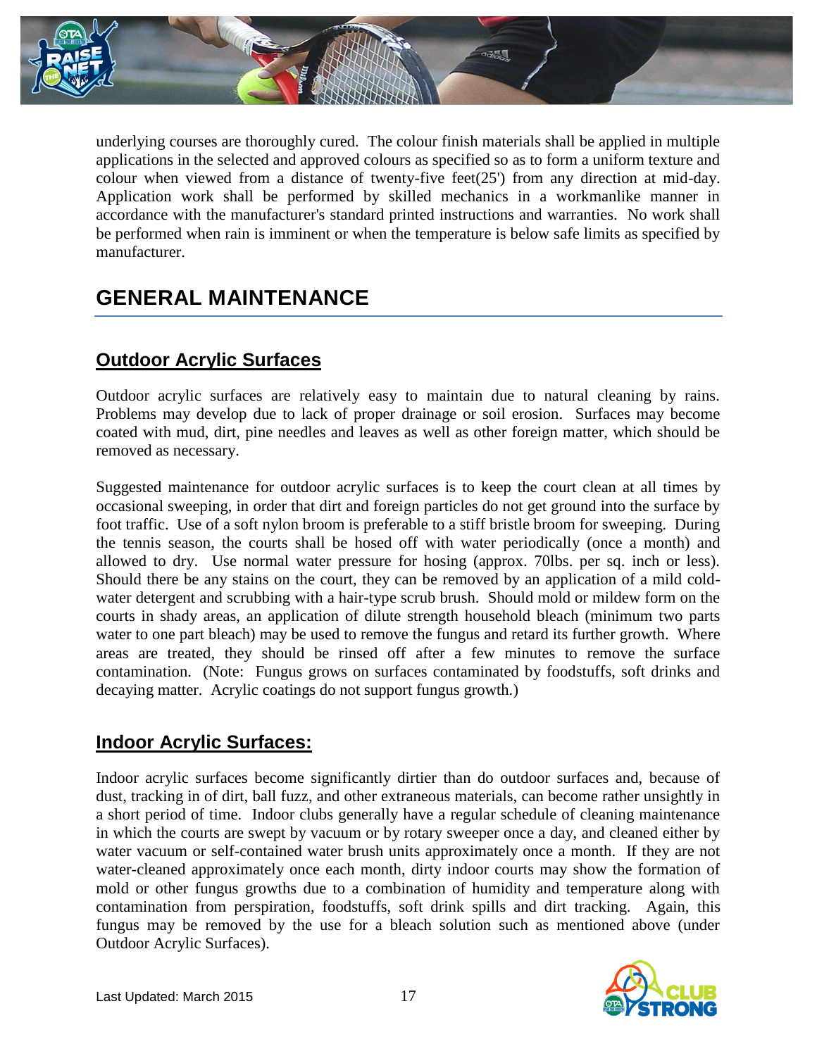underlying courses are thoroughly cured. The colour finish materials shall be applied in multiple applications in the selected and approved colours as specified so as to form a uniform texture and colour when viewed from a distance of twenty-five feet(25') from any direction at mid-day. Application work shall be performed by skilled mechanics in a workmanlike manner in accordance with the manufacturer's standard printed instructions and warranties. No work shall be performed when rain is imminent or when the temperature is below safe limits as specified by manufacturer.

# GENERAL MAINTENANCE

## Outdoor Acrylic Surfaces

Outdoor acrylic surfaces are relatively easy to maintain due to natural cleaning by rains. Problems may develop due to lack of proper drainage or soil erosion. Surfaces may become coated with mud, dirt, pine needles and leaves as well as other foreign matter, which should be removed as necessary.

Suggested maintenance for outdoor acrylic surfaces is to keep the court clean at all times by occasional sweeping, in order that dirt and foreign particles do not get ground into the surface by foot traffic. Use of a soft nylon broom is preferable to a stiff bristle broom for sweeping. During the tennis season, the courts shall be hosed off with water periodically (once a month) and allowed to dry. Use normal water pressure for hosing (approx. 70lbs. per sq. inch or less). Should there be any stains on the court, they can be removed by an application of a mild cold-water detergent and scrubbing with a hair-type scrub brush. Should mold or mildew form on the courts in shady areas, an application of dilute strength household bleach (minimum two parts water to one part bleach) may be used to remove the fungus and retard its further growth. Where areas are treated, they should be rinsed off after a few minutes to remove the surface contamination. (Note: Fungus grows on surfaces contaminated by foodstuffs, soft drinks and decaying matter. Acrylic coatings do not support fungus growth.)

## Indoor Acrylic Surfaces:

Indoor acrylic surfaces become significantly dirtier than do outdoor surfaces and, because of dust, tracking in of dirt, ball fuzz, and other extraneous materials, can become rather unsightly in a short period of time. Indoor clubs generally have a regular schedule of cleaning maintenance in which the courts are swept by vacuum or by rotary sweeper once a day, and cleaned either by water vacuum or self-contained water brush units approximately once a month. If they are not water-cleaned approximately once each month, dirty indoor courts may show the formation of mold or other fungus growths due to a combination of humidity and temperature along with contamination from perspiration, foodstuffs, soft drink spills and dirt tracking. Again, this fungus may be removed by the use for a bleach solution such as mentioned above (under Outdoor Acrylic Surfaces).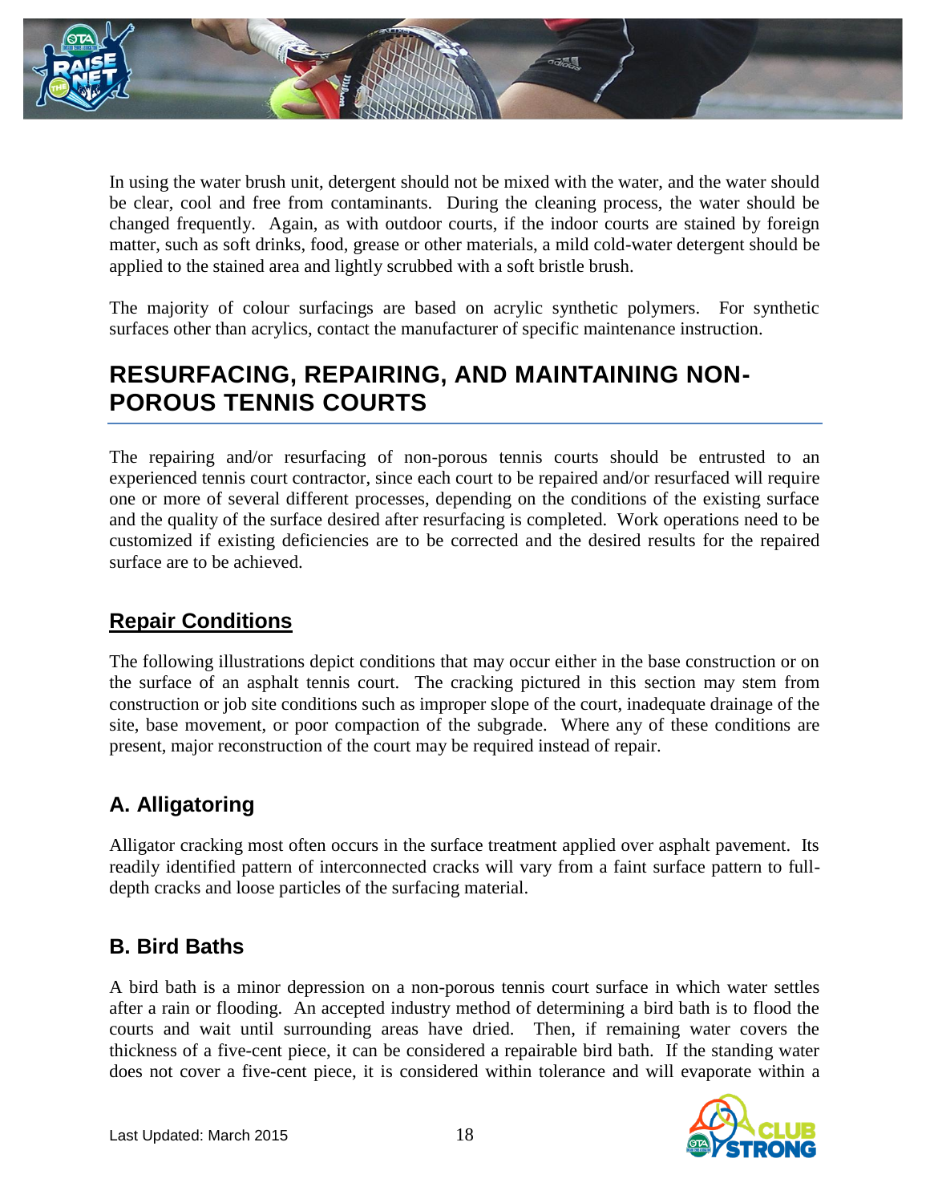In using the water brush unit, detergent should not be mixed with the water, and the water should be clear, cool and free from contaminants. During the cleaning process, the water should be changed frequently. Again, as with outdoor courts, if the indoor courts are stained by foreign matter, such as soft drinks, food, grease or other materials, a mild cold-water detergent should be applied to the stained area and lightly scrubbed with a soft bristle brush.

The majority of colour surfacings are based on acrylic synthetic polymers. For synthetic surfaces other than acrylics, contact the manufacturer of specific maintenance instruction.

# RESURFACING, REPAIRING, AND MAINTAINING NON-POROUS TENNIS COURTS

The repairing and/or resurfacing of non-porous tennis courts should be entrusted to an experienced tennis court contractor, since each court to be repaired and/or resurfaced will require one or more of several different processes, depending on the conditions of the existing surface and the quality of the surface desired after resurfacing is completed. Work operations need to be customized if existing deficiencies are to be corrected and the desired results for the repaired surface are to be achieved.

## Repair Conditions

The following illustrations depict conditions that may occur either in the base construction or on the surface of an asphalt tennis court. The cracking pictured in this section may stem from construction or job site conditions such as improper slope of the court, inadequate drainage of the site, base movement, or poor compaction of the subgrade. Where any of these conditions are present, major reconstruction of the court may be required instead of repair.

## A. Alligatoring

Alligator cracking most often occurs in the surface treatment applied over asphalt pavement. Its readily identified pattern of interconnected cracks will vary from a faint surface pattern to full-depth cracks and loose particles of the surfacing material.

## B. Bird Baths

A bird bath is a minor depression on a non-porous tennis court surface in which water settles after a rain or flooding. An accepted industry method of determining a bird bath is to flood the courts and wait until surrounding areas have dried. Then, if remaining water covers the thickness of a five-cent piece, it can be considered a repairable bird bath. If the standing water does not cover a five-cent piece, it is considered within tolerance and will evaporate within a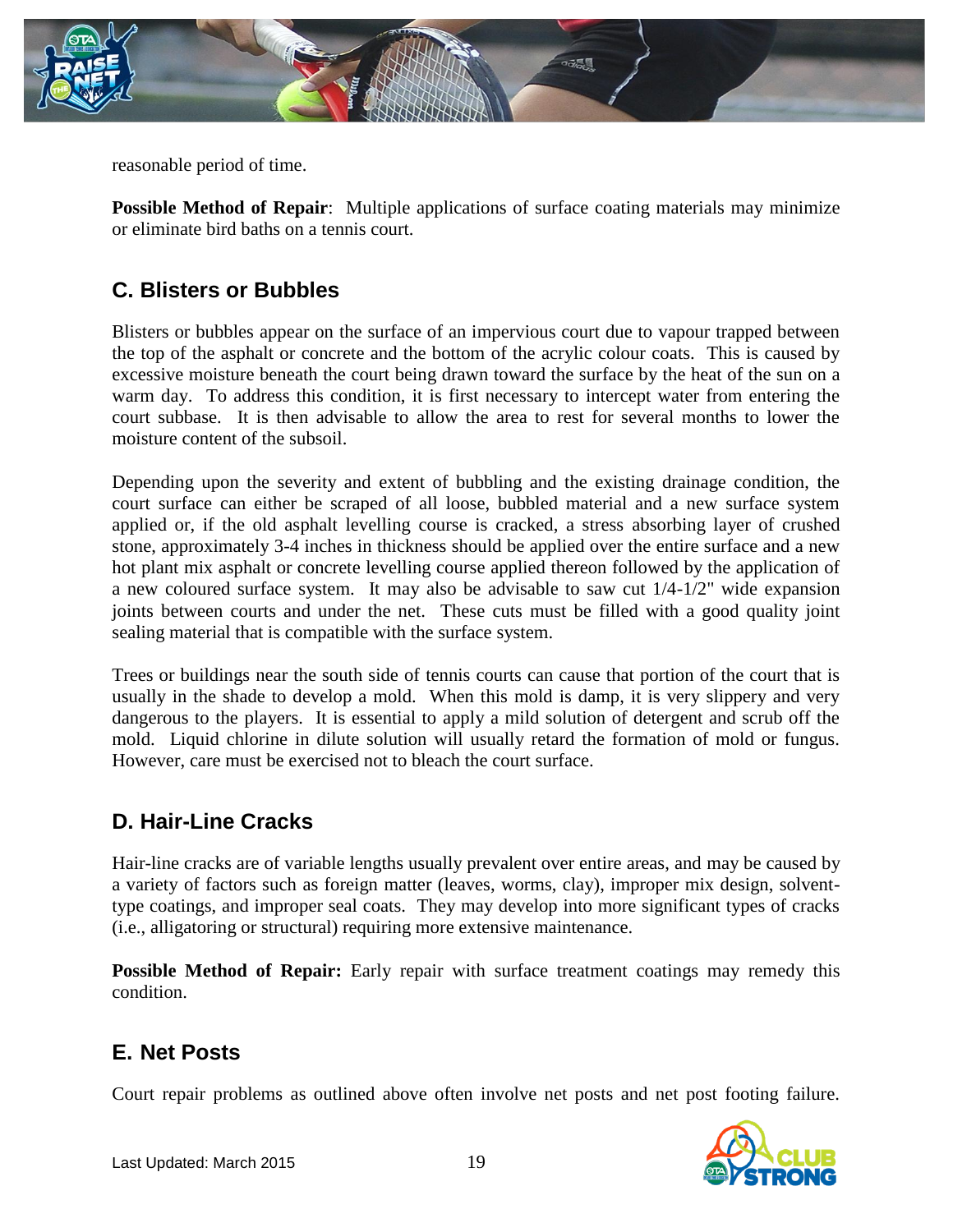reasonable period of time.

**Possible Method of Repair**: Multiple applications of surface coating materials may minimize or eliminate bird baths on a tennis court.

## C. Blisters or Bubbles

Blisters or bubbles appear on the surface of an impervious court due to vapour trapped between the top of the asphalt or concrete and the bottom of the acrylic colour coats. This is caused by excessive moisture beneath the court being drawn toward the surface by the heat of the sun on a warm day. To address this condition, it is first necessary to intercept water from entering the court subbase. It is then advisable to allow the area to rest for several months to lower the moisture content of the subsoil.

Depending upon the severity and extent of bubbling and the existing drainage condition, the court surface can either be scraped of all loose, bubbled material and a new surface system applied or, if the old asphalt levelling course is cracked, a stress absorbing layer of crushed stone, approximately 3-4 inches in thickness should be applied over the entire surface and a new hot plant mix asphalt or concrete levelling course applied thereon followed by the application of a new coloured surface system. It may also be advisable to saw cut 1/4-1/2" wide expansion joints between courts and under the net. These cuts must be filled with a good quality joint sealing material that is compatible with the surface system.

Trees or buildings near the south side of tennis courts can cause that portion of the court that is usually in the shade to develop a mold. When this mold is damp, it is very slippery and very dangerous to the players. It is essential to apply a mild solution of detergent and scrub off the mold. Liquid chlorine in dilute solution will usually retard the formation of mold or fungus. However, care must be exercised not to bleach the court surface.

## D. Hair-Line Cracks

Hair-line cracks are of variable lengths usually prevalent over entire areas, and may be caused by a variety of factors such as foreign matter (leaves, worms, clay), improper mix design, solvent-type coatings, and improper seal coats. They may develop into more significant types of cracks (i.e., alligatoring or structural) requiring more extensive maintenance.

**Possible Method of Repair:** Early repair with surface treatment coatings may remedy this condition.

## E. Net Posts

Court repair problems as outlined above often involve net posts and net post footing failure.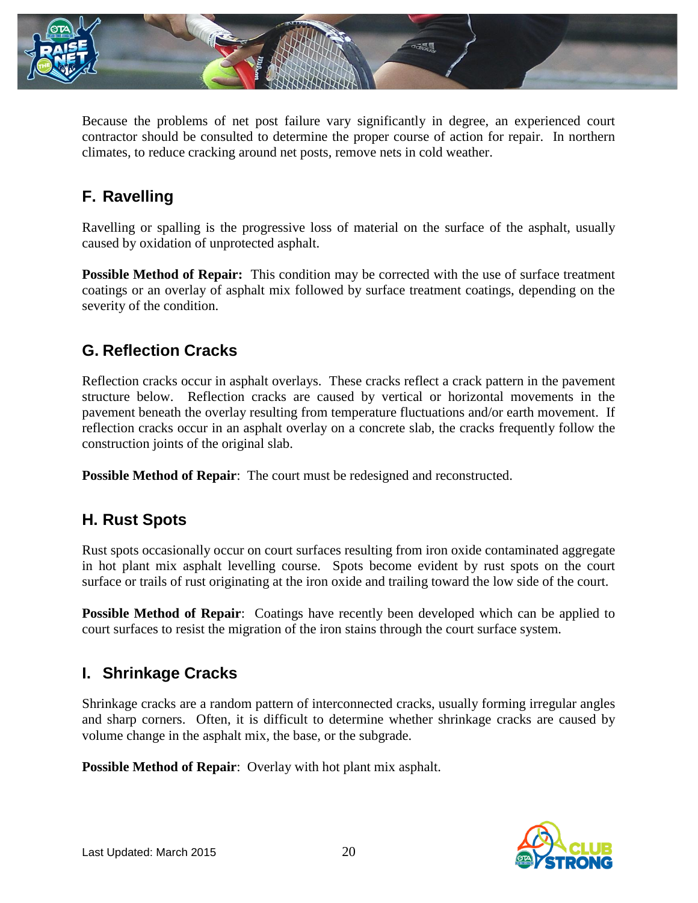Because the problems of net post failure vary significantly in degree, an experienced court contractor should be consulted to determine the proper course of action for repair. In northern climates, to reduce cracking around net posts, remove nets in cold weather.

## F. Ravelling

Ravelling or spalling is the progressive loss of material on the surface of the asphalt, usually caused by oxidation of unprotected asphalt.

**Possible Method of Repair:** This condition may be corrected with the use of surface treatment coatings or an overlay of asphalt mix followed by surface treatment coatings, depending on the severity of the condition.

## G. Reflection Cracks

Reflection cracks occur in asphalt overlays. These cracks reflect a crack pattern in the pavement structure below. Reflection cracks are caused by vertical or horizontal movements in the pavement beneath the overlay resulting from temperature fluctuations and/or earth movement. If reflection cracks occur in an asphalt overlay on a concrete slab, the cracks frequently follow the construction joints of the original slab.

**Possible Method of Repair**: The court must be redesigned and reconstructed.

## H. Rust Spots

Rust spots occasionally occur on court surfaces resulting from iron oxide contaminated aggregate in hot plant mix asphalt levelling course. Spots become evident by rust spots on the court surface or trails of rust originating at the iron oxide and trailing toward the low side of the court.

**Possible Method of Repair**: Coatings have recently been developed which can be applied to court surfaces to resist the migration of the iron stains through the court surface system.

## I. Shrinkage Cracks

Shrinkage cracks are a random pattern of interconnected cracks, usually forming irregular angles and sharp corners. Often, it is difficult to determine whether shrinkage cracks are caused by volume change in the asphalt mix, the base, or the subgrade.

**Possible Method of Repair**: Overlay with hot plant mix asphalt.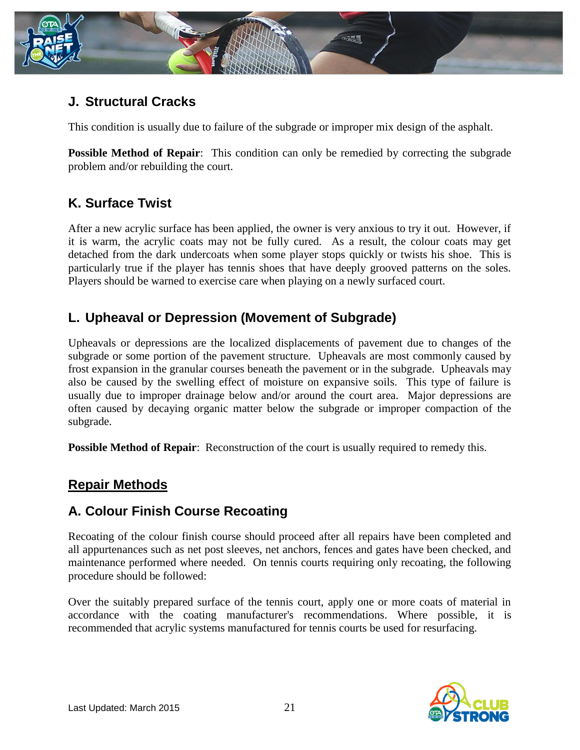## J. Structural Cracks

This condition is usually due to failure of the subgrade or improper mix design of the asphalt.

**Possible Method of Repair**: This condition can only be remedied by correcting the subgrade problem and/or rebuilding the court.

## K. Surface Twist

After a new acrylic surface has been applied, the owner is very anxious to try it out. However, if it is warm, the acrylic coats may not be fully cured. As a result, the colour coats may get detached from the dark undercoats when some player stops quickly or twists his shoe. This is particularly true if the player has tennis shoes that have deeply grooved patterns on the soles. Players should be warned to exercise care when playing on a newly surfaced court.

## L. Upheaval or Depression (Movement of Subgrade)

Upheavals or depressions are the localized displacements of pavement due to changes of the subgrade or some portion of the pavement structure. Upheavals are most commonly caused by frost expansion in the granular courses beneath the pavement or in the subgrade. Upheavals may also be caused by the swelling effect of moisture on expansive soils. This type of failure is usually due to improper drainage below and/or around the court area. Major depressions are often caused by decaying organic matter below the subgrade or improper compaction of the subgrade.

**Possible Method of Repair**: Reconstruction of the court is usually required to remedy this.

# Repair Methods

## A. Colour Finish Course Recoating

Recoating of the colour finish course should proceed after all repairs have been completed and all appurtenances such as net post sleeves, net anchors, fences and gates have been checked, and maintenance performed where needed. On tennis courts requiring only recoating, the following procedure should be followed:

Over the suitably prepared surface of the tennis court, apply one or more coats of material in accordance with the coating manufacturer's recommendations. Where possible, it is recommended that acrylic systems manufactured for tennis courts be used for resurfacing.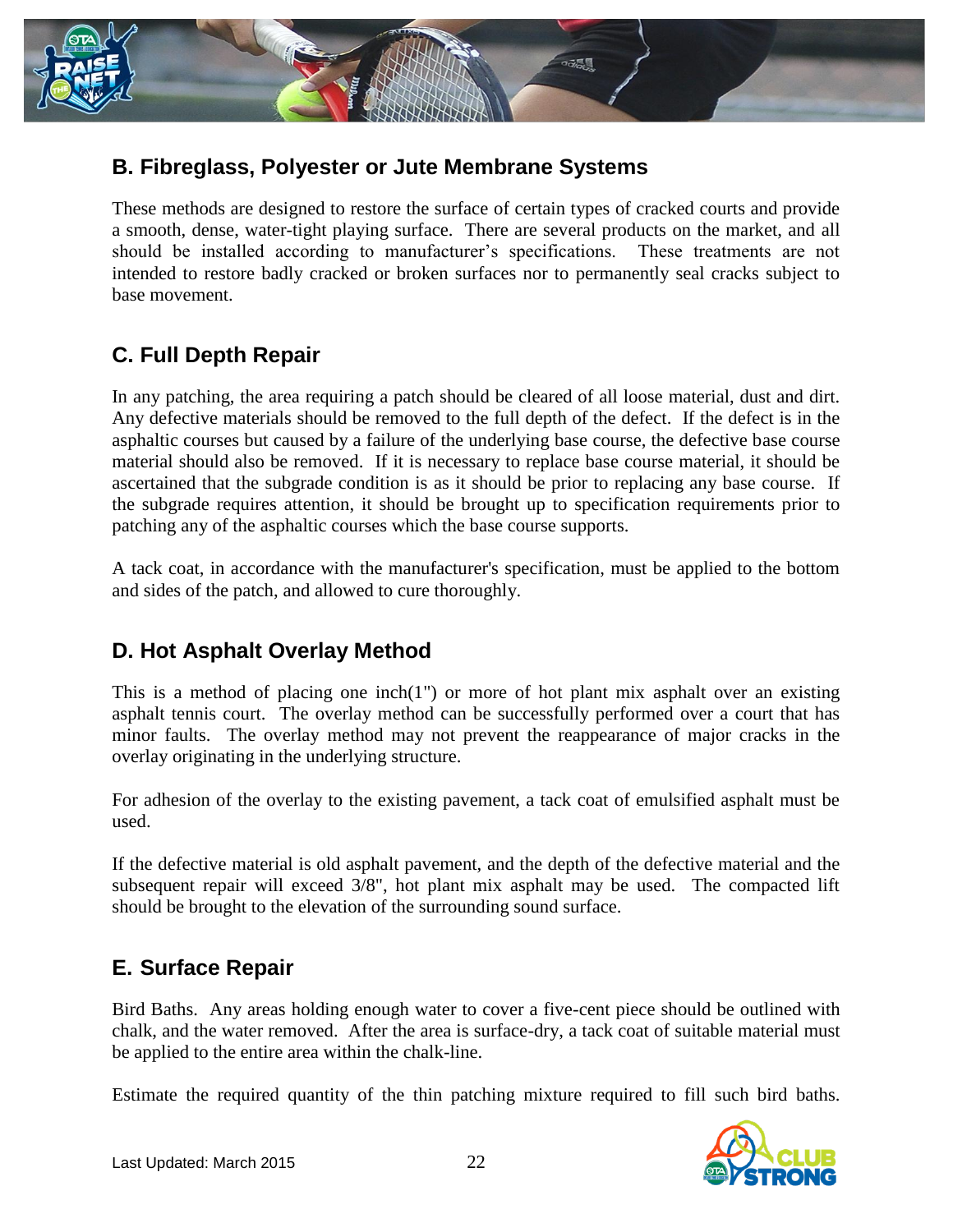## B. Fibreglass, Polyester or Jute Membrane Systems

These methods are designed to restore the surface of certain types of cracked courts and provide a smooth, dense, water-tight playing surface. There are several products on the market, and all should be installed according to manufacturer's specifications. These treatments are not intended to restore badly cracked or broken surfaces nor to permanently seal cracks subject to base movement.

## C. Full Depth Repair

In any patching, the area requiring a patch should be cleared of all loose material, dust and dirt. Any defective materials should be removed to the full depth of the defect. If the defect is in the asphaltic courses but caused by a failure of the underlying base course, the defective base course material should also be removed. If it is necessary to replace base course material, it should be ascertained that the subgrade condition is as it should be prior to replacing any base course. If the subgrade requires attention, it should be brought up to specification requirements prior to patching any of the asphaltic courses which the base course supports.

A tack coat, in accordance with the manufacturer's specification, must be applied to the bottom and sides of the patch, and allowed to cure thoroughly.

## D. Hot Asphalt Overlay Method

This is a method of placing one inch(1") or more of hot plant mix asphalt over an existing asphalt tennis court. The overlay method can be successfully performed over a court that has minor faults. The overlay method may not prevent the reappearance of major cracks in the overlay originating in the underlying structure.

For adhesion of the overlay to the existing pavement, a tack coat of emulsified asphalt must be used.

If the defective material is old asphalt pavement, and the depth of the defective material and the subsequent repair will exceed 3/8", hot plant mix asphalt may be used. The compacted lift should be brought to the elevation of the surrounding sound surface.

## E. Surface Repair

Bird Baths. Any areas holding enough water to cover a five-cent piece should be outlined with chalk, and the water removed. After the area is surface-dry, a tack coat of suitable material must be applied to the entire area within the chalk-line.

Estimate the required quantity of the thin patching mixture required to fill such bird baths.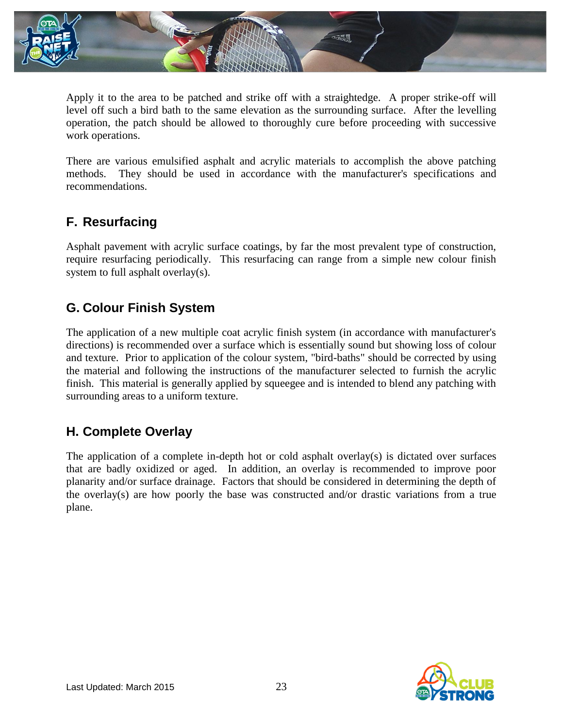Apply it to the area to be patched and strike off with a straightedge. A proper strike-off will level off such a bird bath to the same elevation as the surrounding surface. After the levelling operation, the patch should be allowed to thoroughly cure before proceeding with successive work operations.

There are various emulsified asphalt and acrylic materials to accomplish the above patching methods. They should be used in accordance with the manufacturer's specifications and recommendations.

## F. Resurfacing

Asphalt pavement with acrylic surface coatings, by far the most prevalent type of construction, require resurfacing periodically. This resurfacing can range from a simple new colour finish system to full asphalt overlay(s).

## G. Colour Finish System

The application of a new multiple coat acrylic finish system (in accordance with manufacturer's directions) is recommended over a surface which is essentially sound but showing loss of colour and texture. Prior to application of the colour system, "bird-baths" should be corrected by using the material and following the instructions of the manufacturer selected to furnish the acrylic finish. This material is generally applied by squeegee and is intended to blend any patching with surrounding areas to a uniform texture.

## H. Complete Overlay

The application of a complete in-depth hot or cold asphalt overlay(s) is dictated over surfaces that are badly oxidized or aged. In addition, an overlay is recommended to improve poor planarity and/or surface drainage. Factors that should be considered in determining the depth of the overlay(s) are how poorly the base was constructed and/or drastic variations from a true plane.